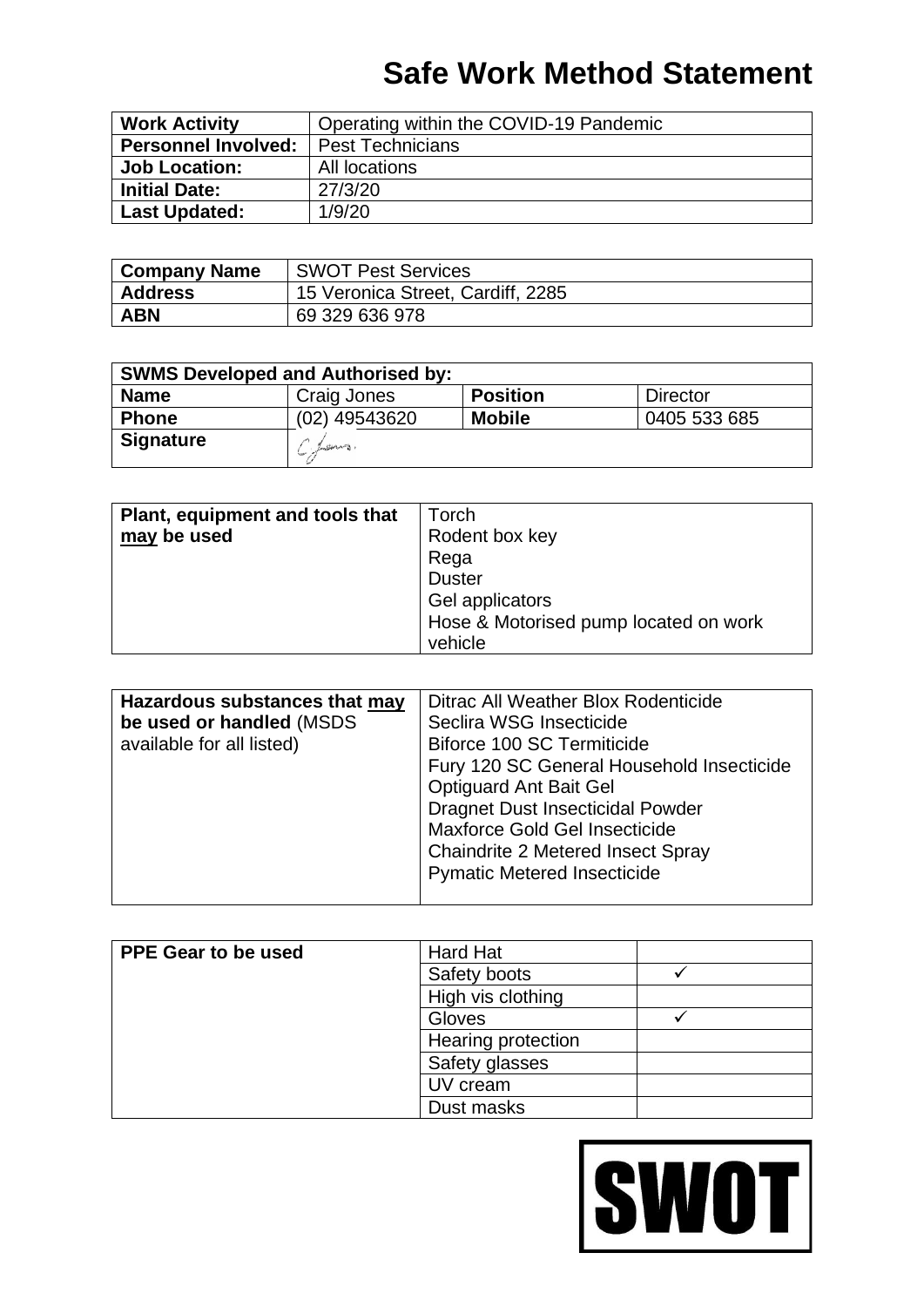# Safe Work Method Statement

| | |
|---|---|
| **Work Activity** | Operating within the COVID-19 Pandemic |
| **Personnel Involved:** | Pest Technicians |
| **Job Location:** | All locations |
| **Initial Date:** | 27/3/20 |
| **Last Updated:** | 1/9/20 |

| | |
|---|---|
| **Company Name** | SWOT Pest Services |
| **Address** | 15 Veronica Street, Cardiff, 2285 |
| **ABN** | 69 329 636 978 |

| **SWMS Developed and Authorised by:** | | | |
|---|---|---|---|
| **Name** | Craig Jones | **Position** | Director |
| **Phone** | (02) 49543620 | **Mobile** | 0405 533 685 |
| **Signature** | C Jones | | |

| | |
|---|---|
| **Plant, equipment and tools that may be used** | Torch<br>Rodent box key<br>Rega<br>Duster<br>Gel applicators<br>Hose & Motorised pump located on work vehicle |

| | |
|---|---|
| **Hazardous substances that may be used or handled** (MSDS available for all listed) | Ditrac All Weather Blox Rodenticide<br>Seclira WSG Insecticide<br>Biforce 100 SC Termiticide<br>Fury 120 SC General Household Insecticide<br>Optiguard Ant Bait Gel<br>Dragnet Dust Insecticidal Powder<br>Maxforce Gold Gel Insecticide<br>Chaindrite 2 Metered Insect Spray<br>Pymatic Metered Insecticide |

| | | |
|---|---|---|
| **PPE Gear to be used** | Hard Hat | |
| | Safety boots | ✓ |
| | High vis clothing | |
| | Gloves | ✓ |
| | Hearing protection | |
| | Safety glasses | |
| | UV cream | |
| | Dust masks | |

SWOT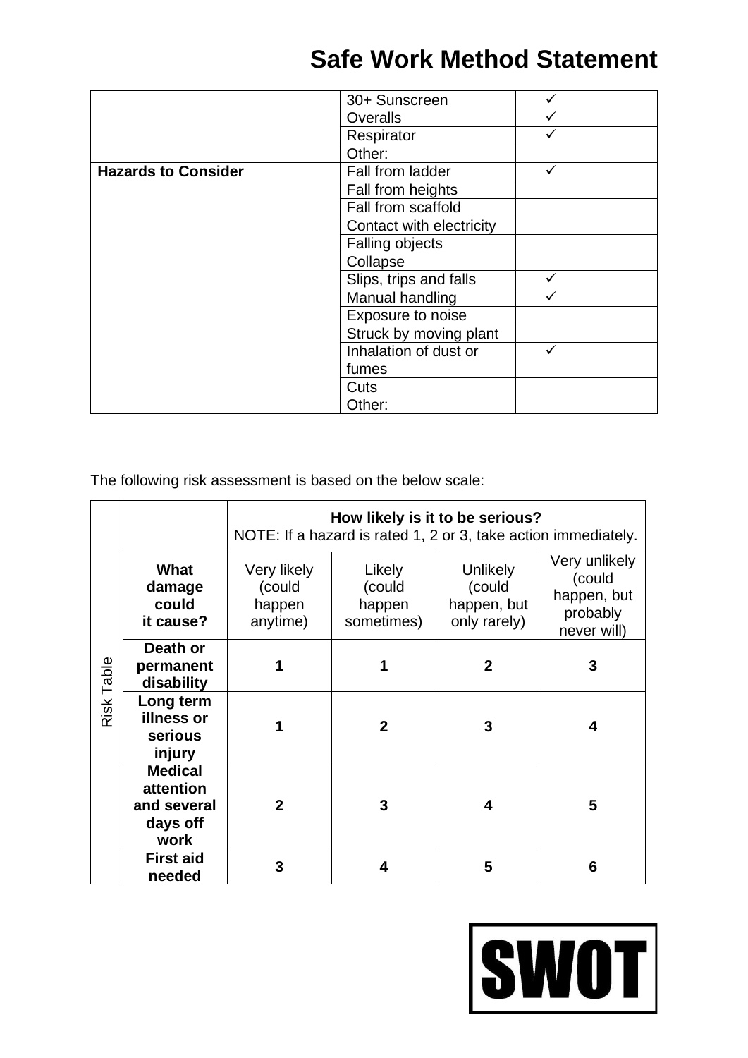# Safe Work Method Statement

| | | |
|---|---|---|
| | 30+ Sunscreen | ✓ |
| | Overalls | ✓ |
| | Respirator | ✓ |
| | Other: | |
| **Hazards to Consider** | Fall from ladder | ✓ |
| | Fall from heights | |
| | Fall from scaffold | |
| | Contact with electricity | |
| | Falling objects | |
| | Collapse | |
| | Slips, trips and falls | ✓ |
| | Manual handling | ✓ |
| | Exposure to noise | |
| | Struck by moving plant | |
| | Inhalation of dust or fumes | ✓ |
| | Cuts | |
| | Other: | |

The following risk assessment is based on the below scale:

| Risk Table | | **How likely is it to be serious?** NOTE: If a hazard is rated 1, 2 or 3, take action immediately. | | | |
|---|---|---|---|---|---|
| | **What damage could it cause?** | Very likely (could happen anytime) | Likely (could happen sometimes) | Unlikely (could happen, but only rarely) | Very unlikely (could happen, but probably never will) |
| | **Death or permanent disability** | **1** | **1** | **2** | **3** |
| | **Long term illness or serious injury** | **1** | **2** | **3** | **4** |
| | **Medical attention and several days off work** | **2** | **3** | **4** | **5** |
| | **First aid needed** | **3** | **4** | **5** | **6** |

SWOT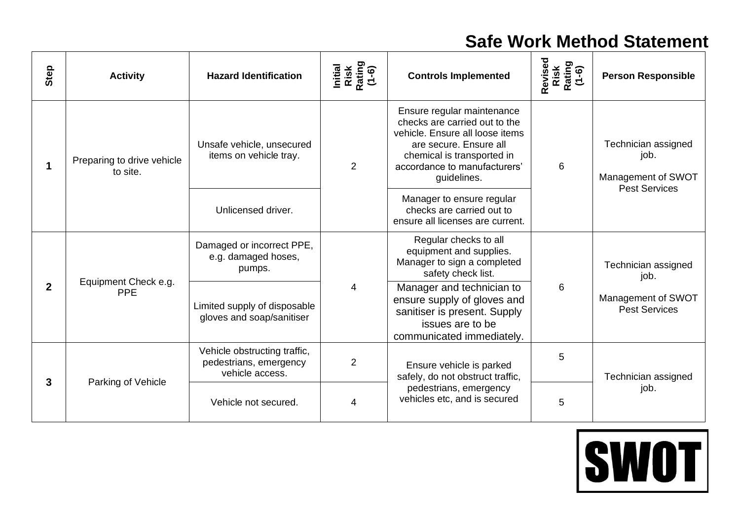## Safe Work Method Statement

| Step | Activity | Hazard Identification | Initial Risk Rating (1-6) | Controls Implemented | Revised Risk Rating (1-6) | Person Responsible |
|---|---|---|---|---|---|---|
| 1 | Preparing to drive vehicle to site. | Unsafe vehicle, unsecured items on vehicle tray. | 2 | Ensure regular maintenance checks are carried out to the vehicle. Ensure all loose items are secure. Ensure all chemical is transported in accordance to manufacturers' guidelines. | 6 | Technician assigned job.<br><br>Management of SWOT Pest Services |
| | | Unlicensed driver. | | Manager to ensure regular checks are carried out to ensure all licenses are current. | | |
| 2 | Equipment Check e.g. PPE | Damaged or incorrect PPE, e.g. damaged hoses, pumps. | 4 | Regular checks to all equipment and supplies. Manager to sign a completed safety check list. | 6 | Technician assigned job.<br><br>Management of SWOT Pest Services |
| | | Limited supply of disposable gloves and soap/sanitiser | | Manager and technician to ensure supply of gloves and sanitiser is present. Supply issues are to be communicated immediately. | | |
| 3 | Parking of Vehicle | Vehicle obstructing traffic, pedestrians, emergency vehicle access. | 2 | Ensure vehicle is parked safely, do not obstruct traffic, pedestrians, emergency vehicles etc, and is secured | 5 | Technician assigned job. |
| | | Vehicle not secured. | 4 | | 5 | |

SWOT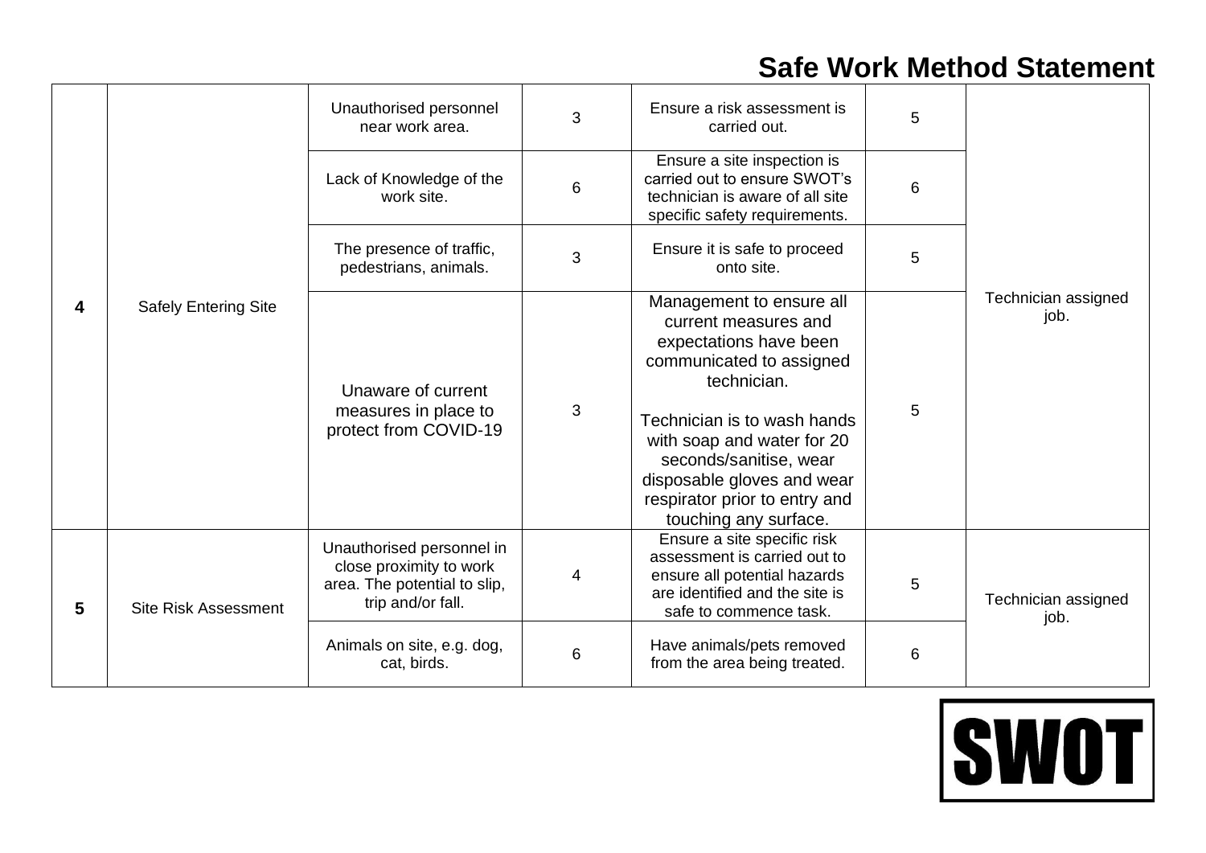# Safe Work Method Statement

| | | | | | | |
|---|---|---|---|---|---|---|
| **4** | Safely Entering Site | Unauthorised personnel near work area. | 3 | Ensure a risk assessment is carried out. | 5 | Technician assigned job. |
| | | Lack of Knowledge of the work site. | 6 | Ensure a site inspection is carried out to ensure SWOT's technician is aware of all site specific safety requirements. | 6 | |
| | | The presence of traffic, pedestrians, animals. | 3 | Ensure it is safe to proceed onto site. | 5 | |
| | | Unaware of current measures in place to protect from COVID-19 | 3 | Management to ensure all current measures and expectations have been communicated to assigned technician.<br><br>Technician is to wash hands with soap and water for 20 seconds/sanitise, wear disposable gloves and wear respirator prior to entry and touching any surface. | 5 | |
| **5** | Site Risk Assessment | Unauthorised personnel in close proximity to work area. The potential to slip, trip and/or fall. | 4 | Ensure a site specific risk assessment is carried out to ensure all potential hazards are identified and the site is safe to commence task. | 5 | Technician assigned job. |
| | | Animals on site, e.g. dog, cat, birds. | 6 | Have animals/pets removed from the area being treated. | 6 | |

SWOT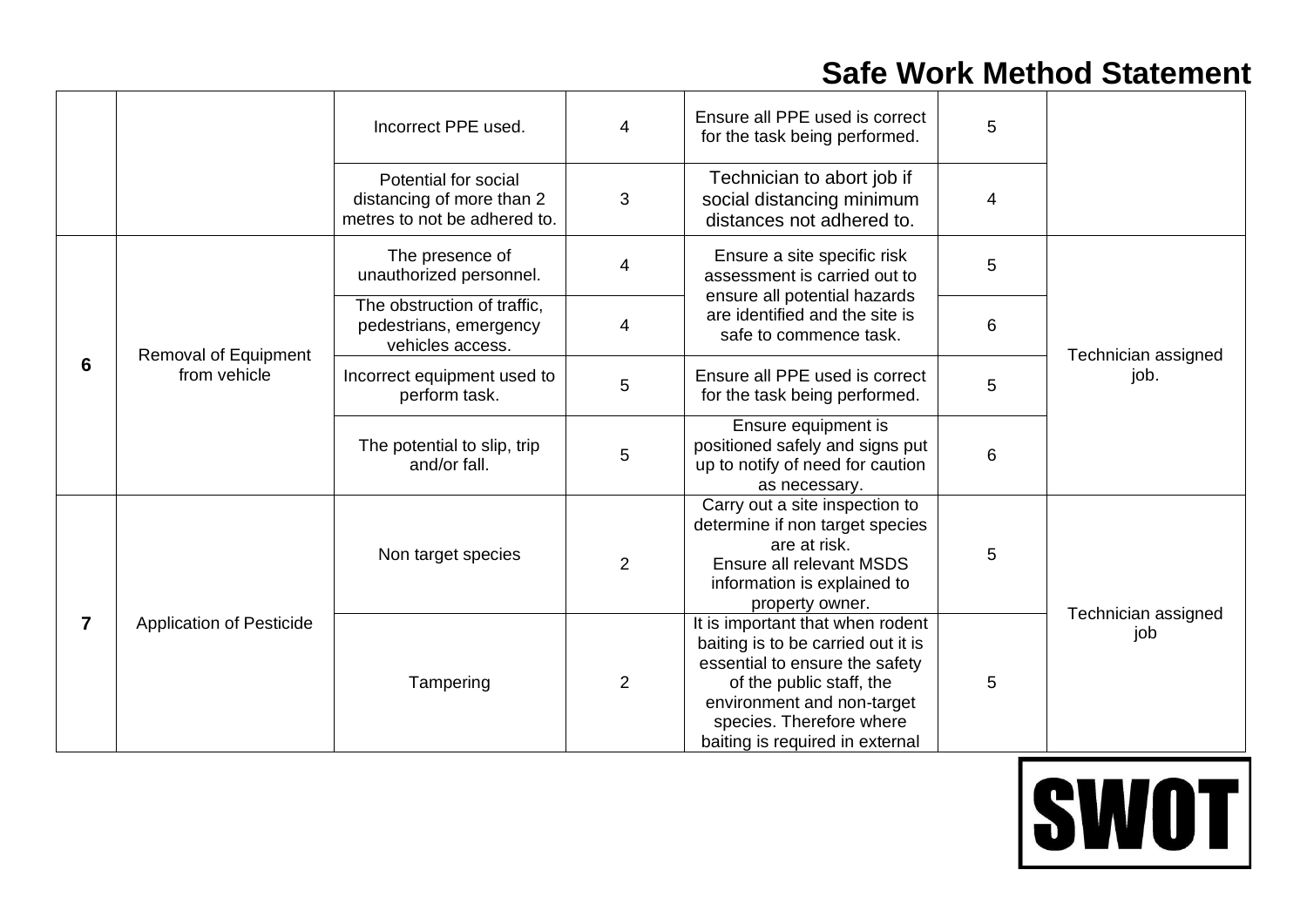# Safe Work Method Statement

| | | | | | | |
|---|---|---|---|---|---|---|
| | | Incorrect PPE used. | 4 | Ensure all PPE used is correct for the task being performed. | 5 | |
| | | Potential for social distancing of more than 2 metres to not be adhered to. | 3 | Technician to abort job if social distancing minimum distances not adhered to. | 4 | |
| **6** | Removal of Equipment from vehicle | The presence of unauthorized personnel. | 4 | Ensure a site specific risk assessment is carried out to ensure all potential hazards are identified and the site is safe to commence task. | 5 | Technician assigned job. |
| | | The obstruction of traffic, pedestrians, emergency vehicles access. | 4 | | 6 | |
| | | Incorrect equipment used to perform task. | 5 | Ensure all PPE used is correct for the task being performed. | 5 | |
| | | The potential to slip, trip and/or fall. | 5 | Ensure equipment is positioned safely and signs put up to notify of need for caution as necessary. | 6 | |
| **7** | Application of Pesticide | Non target species | 2 | Carry out a site inspection to determine if non target species are at risk.<br>Ensure all relevant MSDS information is explained to property owner. | 5 | Technician assigned job |
| | | Tampering | 2 | It is important that when rodent baiting is to be carried out it is essential to ensure the safety of the public staff, the environment and non-target species. Therefore where baiting is required in external | 5 | |

SWOT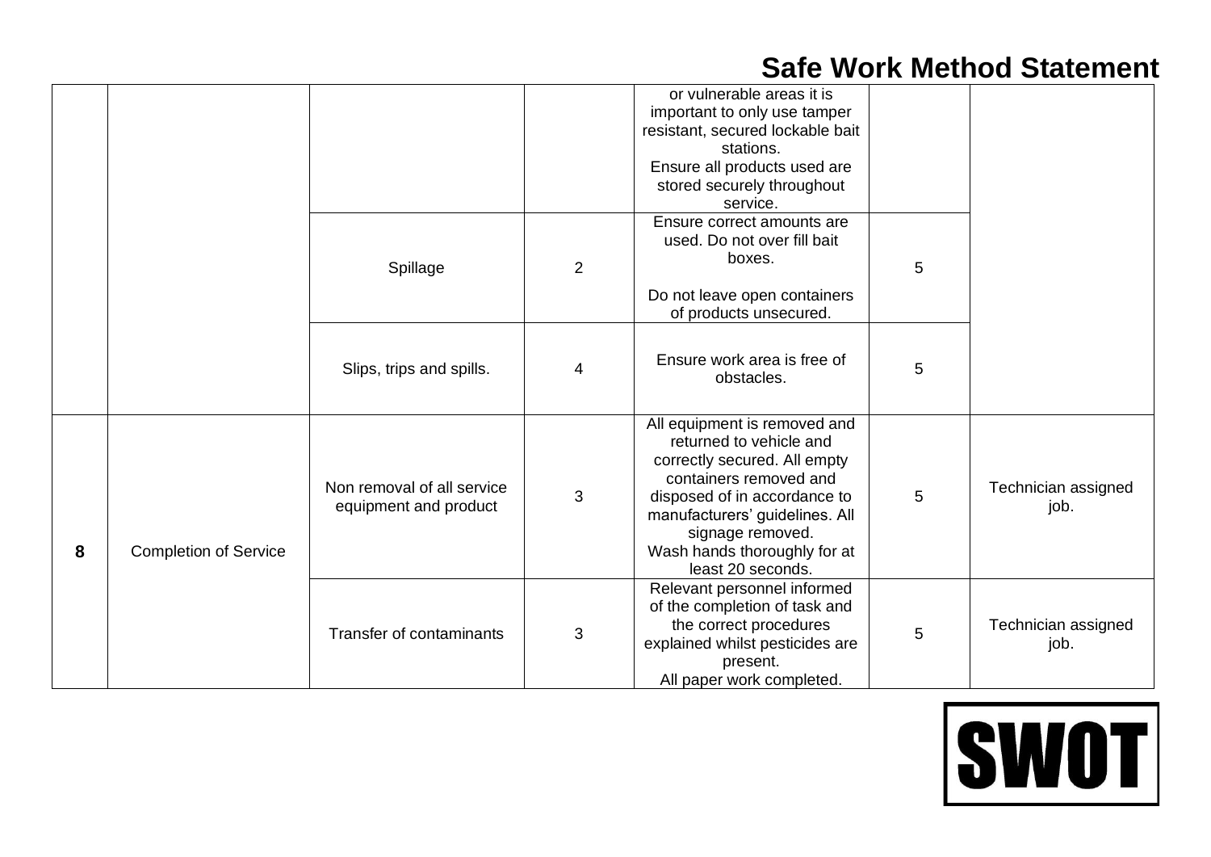# Safe Work Method Statement

| | | | | | | |
|---|---|---|---|---|---|---|
| | | | | or vulnerable areas it is important to only use tamper resistant, secured lockable bait stations. Ensure all products used are stored securely throughout service. | | |
| | | Spillage | 2 | Ensure correct amounts are used. Do not over fill bait boxes. Do not leave open containers of products unsecured. | 5 | |
| | | Slips, trips and spills. | 4 | Ensure work area is free of obstacles. | 5 | |
| **8** | Completion of Service | Non removal of all service equipment and product | 3 | All equipment is removed and returned to vehicle and correctly secured. All empty containers removed and disposed of in accordance to manufacturers' guidelines. All signage removed. Wash hands thoroughly for at least 20 seconds. | 5 | Technician assigned job. |
| | | Transfer of contaminants | 3 | Relevant personnel informed of the completion of task and the correct procedures explained whilst pesticides are present. All paper work completed. | 5 | Technician assigned job. |

SWOT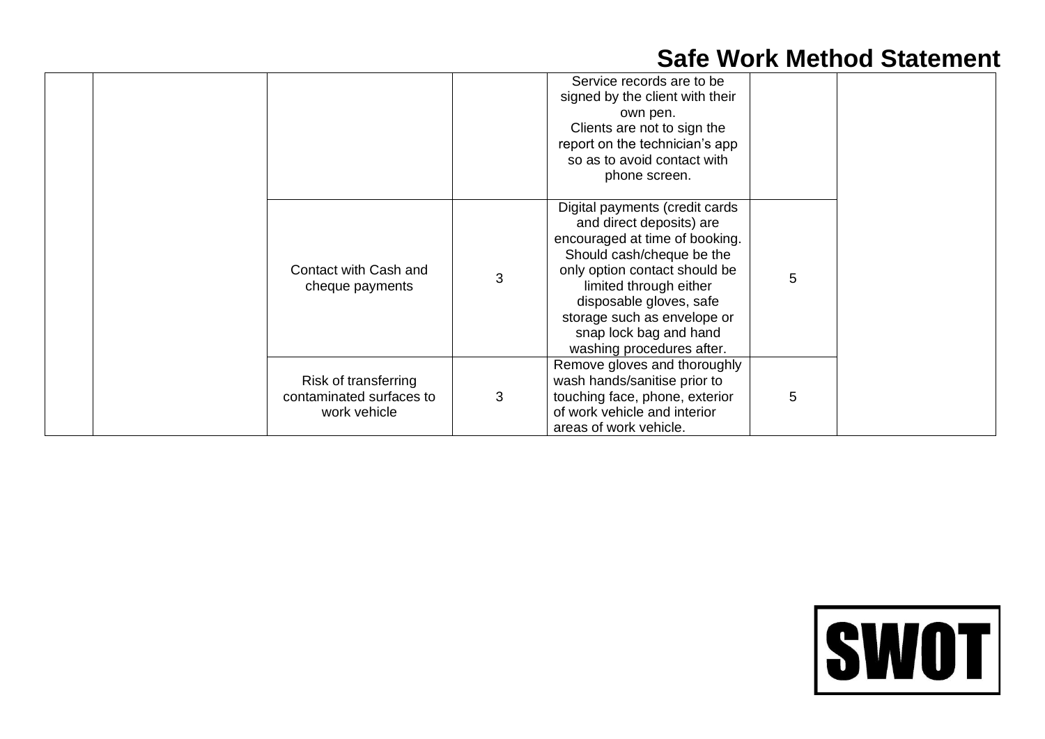| | | | | | | |
|---|---|---|---|---|---|---|
| | | | | Service records are to be signed by the client with their own pen. Clients are not to sign the report on the technician's app so as to avoid contact with phone screen. | | |
| | | Contact with Cash and cheque payments | 3 | Digital payments (credit cards and direct deposits) are encouraged at time of booking. Should cash/cheque be the only option contact should be limited through either disposable gloves, safe storage such as envelope or snap lock bag and hand washing procedures after. | 5 | |
| | | Risk of transferring contaminated surfaces to work vehicle | 3 | Remove gloves and thoroughly wash hands/sanitise prior to touching face, phone, exterior of work vehicle and interior areas of work vehicle. | 5 | |